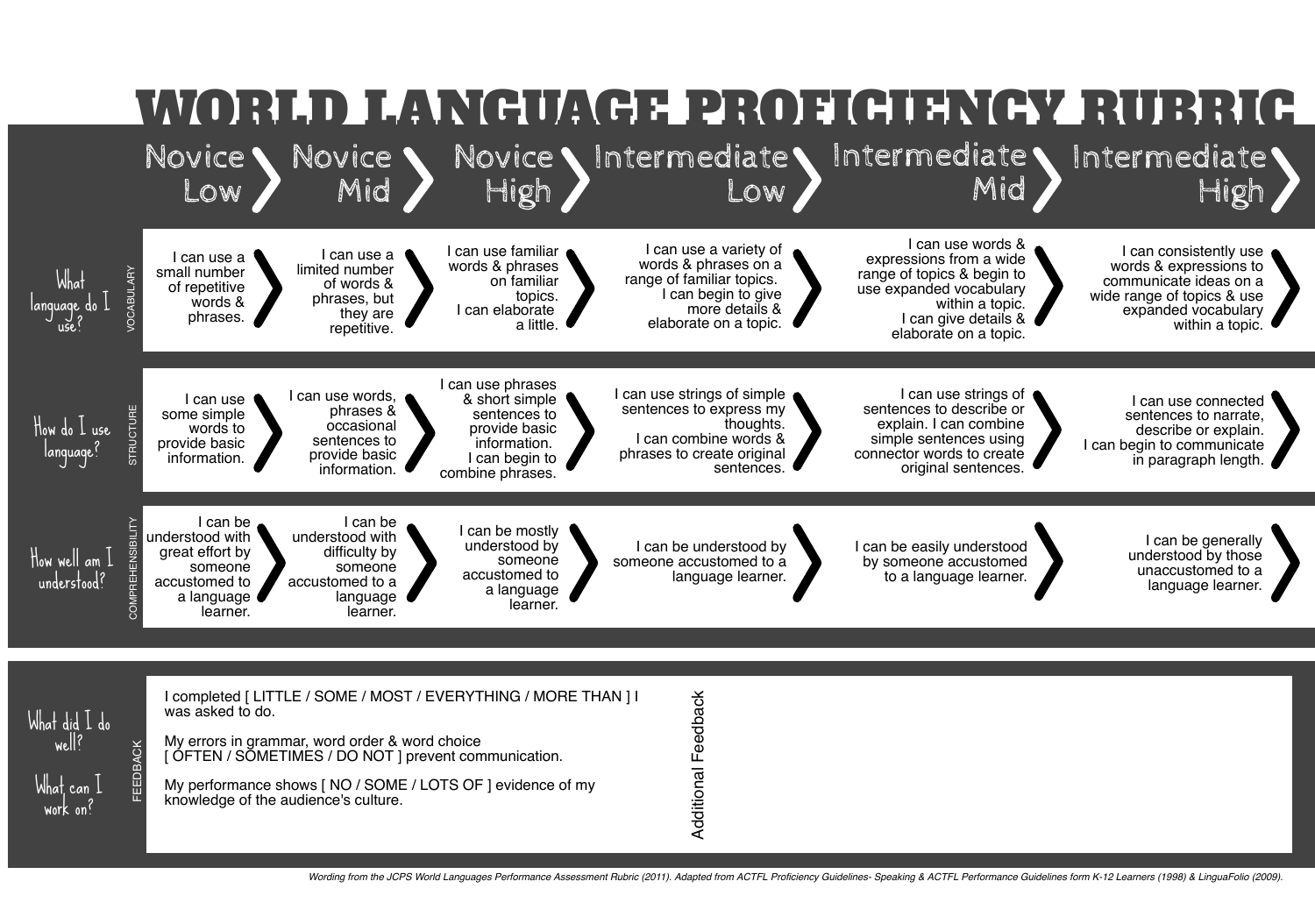# WORLD LANGUAGE PROFICIENCY RUBRIC

| | | Novice Low | Novice Mid | Novice High | Intermediate Low | Intermediate Mid | Intermediate High |
|---|---|---|---|---|---|---|---|
| What language do I use? | VOCABULARY | I can use a small number of repetitive words & phrases. | I can use a limited number of words & phrases, but they are repetitive. | I can use familiar words & phrases on familiar topics. I can elaborate a little. | I can use a variety of words & phrases on a range of familiar topics. I can begin to give more details & elaborate on a topic. | I can use words & expressions from a wide range of topics & begin to use expanded vocabulary within a topic. I can give details & elaborate on a topic. | I can consistently use words & expressions to communicate ideas on a wide range of topics & use expanded vocabulary within a topic. |
| How do I use language? | STRUCTURE | I can use some simple words to provide basic information. | I can use words, phrases & occasional sentences to provide basic information. | I can use phrases & short simple sentences to provide basic information. I can begin to combine phrases. | I can use strings of simple sentences to express my thoughts. I can combine words & phrases to create original sentences. | I can use strings of sentences to describe or explain. I can combine simple sentences using connector words to create original sentences. | I can use connected sentences to narrate, describe or explain. I can begin to communicate in paragraph length. |
| How well am I understood? | COMPREHENSIBILITY | I can be understood with great effort by someone accustomed to a language learner. | I can be understood with difficulty by someone accustomed to a language learner. | I can be mostly understood by someone accustomed to a language learner. | I can be understood by someone accustomed to a language learner. | I can be easily understood by someone accustomed to a language learner. | I can be generally understood by those unaccustomed to a language learner. |

| | | | |
|---|---|---|---|
| What did I do well? What can I work on? | FEEDBACK | I completed [ LITTLE / SOME / MOST / EVERYTHING / MORE THAN ] I was asked to do.<br><br>My errors in grammar, word order & word choice [ OFTEN / SOMETIMES / DO NOT ] prevent communication.<br><br>My performance shows [ NO / SOME / LOTS OF ] evidence of my knowledge of the audience's culture. | Additional Feedback |

*Wording from the JCPS World Languages Performance Assessment Rubric (2011). Adapted from ACTFL Proficiency Guidelines- Speaking & ACTFL Performance Guidelines form K-12 Learners (1998) & LinguaFolio (2009).*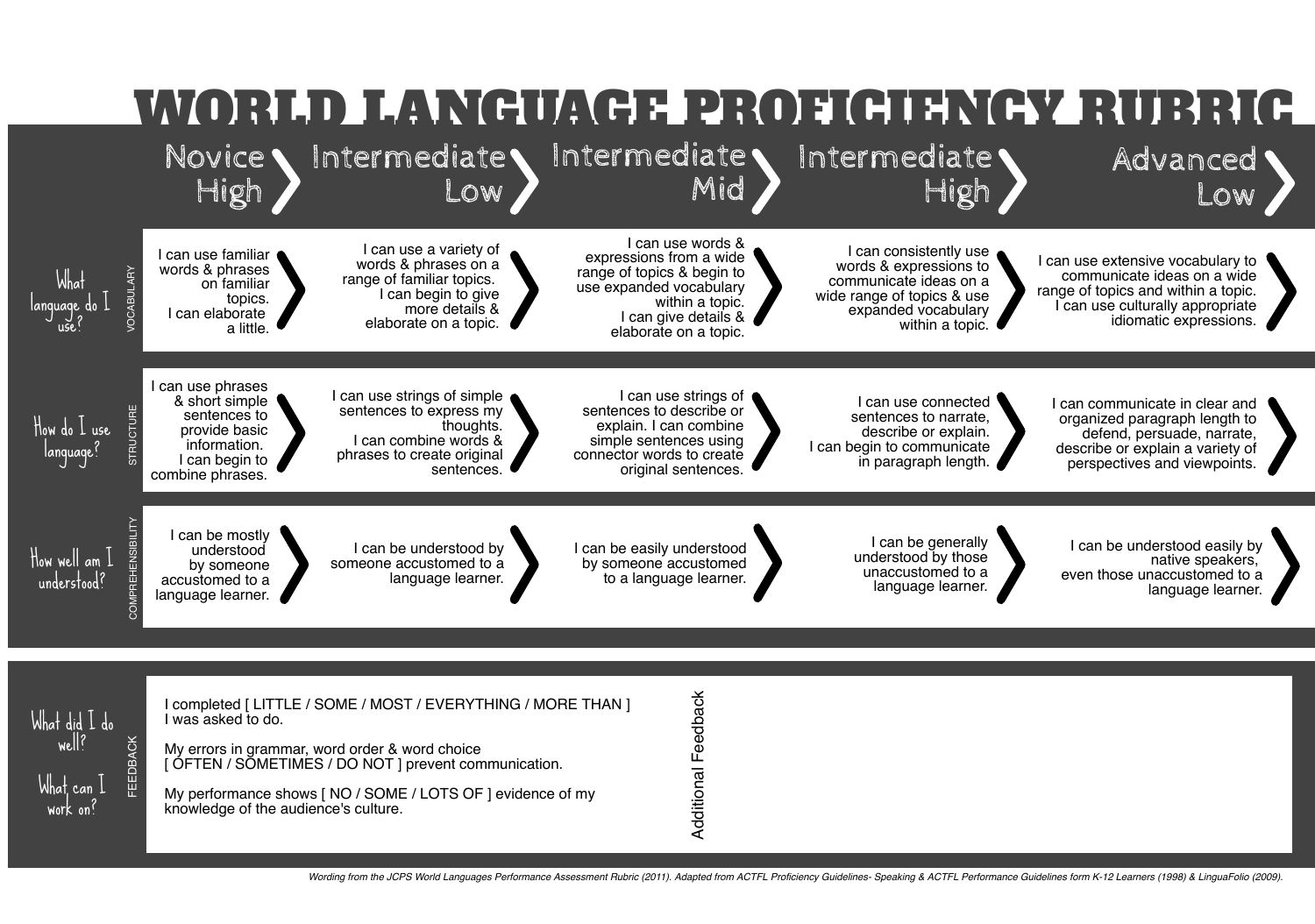# WORLD LANGUAGE PROFICIENCY RUBRIC

| | | Novice High | Intermediate Low | Intermediate Mid | Intermediate High | Advanced Low |
|---|---|---|---|---|---|---|
| What language do I use? | VOCABULARY | I can use familiar words & phrases on familiar topics. I can elaborate a little. | I can use a variety of words & phrases on a range of familiar topics. I can begin to give more details & elaborate on a topic. | I can use words & expressions from a wide range of topics & begin to use expanded vocabulary within a topic. I can give details & elaborate on a topic. | I can consistently use words & expressions to communicate ideas on a wide range of topics & use expanded vocabulary within a topic. | I can use extensive vocabulary to communicate ideas on a wide range of topics and within a topic. I can use culturally appropriate idiomatic expressions. |
| How do I use language? | STRUCTURE | I can use phrases & short simple sentences to provide basic information. I can begin to combine phrases. | I can use strings of simple sentences to express my thoughts. I can combine words & phrases to create original sentences. | I can use strings of sentences to describe or explain. I can combine simple sentences using connector words to create original sentences. | I can use connected sentences to narrate, describe or explain. I can begin to communicate in paragraph length. | I can communicate in clear and organized paragraph length to defend, persuade, narrate, describe or explain a variety of perspectives and viewpoints. |
| How well am I understood? | COMPREHENSIBILITY | I can be mostly understood by someone accustomed to a language learner. | I can be understood by someone accustomed to a language learner. | I can be easily understood by someone accustomed to a language learner. | I can be generally understood by those unaccustomed to a language learner. | I can be understood easily by native speakers, even those unaccustomed to a language learner. |

| | | | |
|---|---|---|---|
| What did I do well? What can I work on? | FEEDBACK | I completed [ LITTLE / SOME / MOST / EVERYTHING / MORE THAN ] I was asked to do.<br><br>My errors in grammar, word order & word choice [ OFTEN / SOMETIMES / DO NOT ] prevent communication.<br><br>My performance shows [ NO / SOME / LOTS OF ] evidence of my knowledge of the audience's culture. | Additional Feedback |

*Wording from the JCPS World Languages Performance Assessment Rubric (2011). Adapted from ACTFL Proficiency Guidelines- Speaking & ACTFL Performance Guidelines form K-12 Learners (1998) & LinguaFolio (2009).*